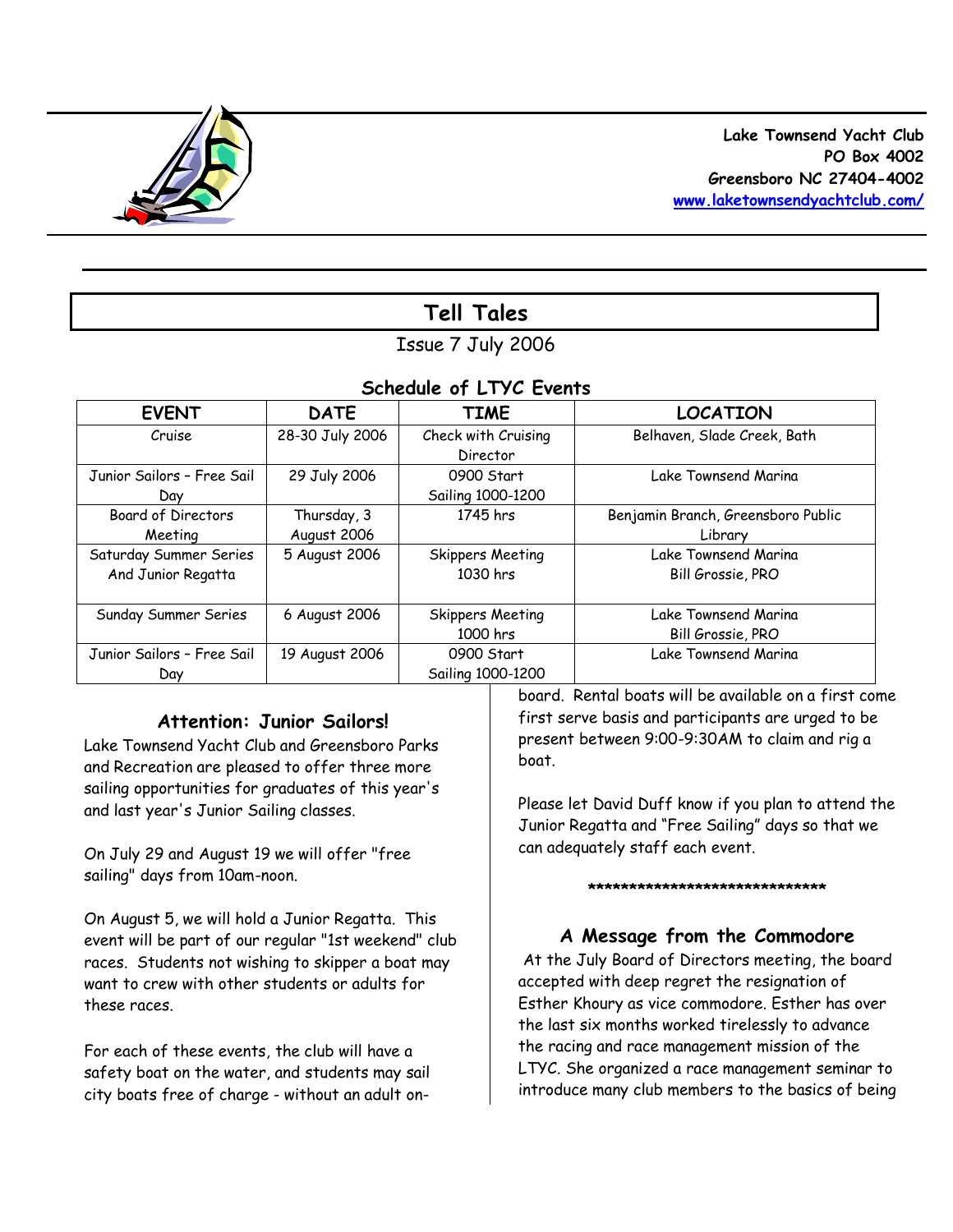Lake Townsend Yacht Club
PO Box 4002
Greensboro NC 27404-4002
www.laketownsendyachtclub.com/

# Tell Tales

Issue 7 July 2006

## Schedule of LTYC Events

| EVENT | DATE | TIME | LOCATION |
|---|---|---|---|
| Cruise | 28-30 July 2006 | Check with Cruising Director | Belhaven, Slade Creek, Bath |
| Junior Sailors – Free Sail Day | 29 July 2006 | 0900 Start Sailing 1000-1200 | Lake Townsend Marina |
| Board of Directors Meeting | Thursday, 3 August 2006 | 1745 hrs | Benjamin Branch, Greensboro Public Library |
| Saturday Summer Series And Junior Regatta | 5 August 2006 | Skippers Meeting 1030 hrs | Lake Townsend Marina Bill Grossie, PRO |
| Sunday Summer Series | 6 August 2006 | Skippers Meeting 1000 hrs | Lake Townsend Marina Bill Grossie, PRO |
| Junior Sailors – Free Sail Day | 19 August 2006 | 0900 Start Sailing 1000-1200 | Lake Townsend Marina |

### Attention: Junior Sailors!

Lake Townsend Yacht Club and Greensboro Parks and Recreation are pleased to offer three more sailing opportunities for graduates of this year's and last year's Junior Sailing classes.

On July 29 and August 19 we will offer "free sailing" days from 10am-noon.

On August 5, we will hold a Junior Regatta. This event will be part of our regular "1st weekend" club races. Students not wishing to skipper a boat may want to crew with other students or adults for these races.

For each of these events, the club will have a safety boat on the water, and students may sail city boats free of charge - without an adult on-board. Rental boats will be available on a first come first serve basis and participants are urged to be present between 9:00-9:30AM to claim and rig a boat.

Please let David Duff know if you plan to attend the Junior Regatta and "Free Sailing" days so that we can adequately staff each event.

******************************

### A Message from the Commodore

At the July Board of Directors meeting, the board accepted with deep regret the resignation of Esther Khoury as vice commodore. Esther has over the last six months worked tirelessly to advance the racing and race management mission of the LTYC. She organized a race management seminar to introduce many club members to the basics of being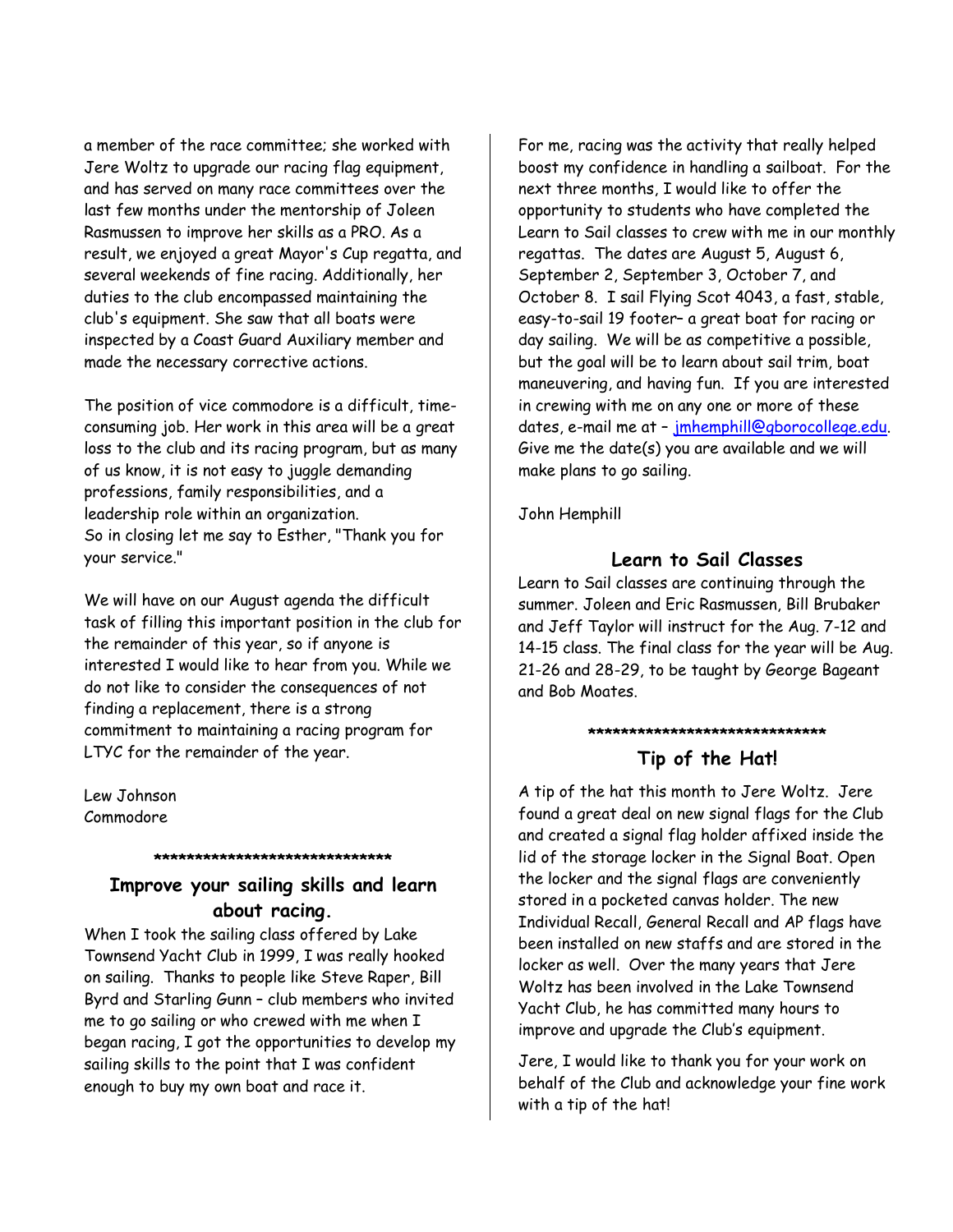a member of the race committee; she worked with Jere Woltz to upgrade our racing flag equipment, and has served on many race committees over the last few months under the mentorship of Joleen Rasmussen to improve her skills as a PRO. As a result, we enjoyed a great Mayor's Cup regatta, and several weekends of fine racing. Additionally, her duties to the club encompassed maintaining the club's equipment. She saw that all boats were inspected by a Coast Guard Auxiliary member and made the necessary corrective actions.

The position of vice commodore is a difficult, time-consuming job. Her work in this area will be a great loss to the club and its racing program, but as many of us know, it is not easy to juggle demanding professions, family responsibilities, and a leadership role within an organization.
So in closing let me say to Esther, "Thank you for your service."

We will have on our August agenda the difficult task of filling this important position in the club for the remainder of this year, so if anyone is interested I would like to hear from you. While we do not like to consider the consequences of not finding a replacement, there is a strong commitment to maintaining a racing program for LTYC for the remainder of the year.

Lew Johnson
Commodore

******************************

## Improve your sailing skills and learn about racing.

When I took the sailing class offered by Lake Townsend Yacht Club in 1999, I was really hooked on sailing. Thanks to people like Steve Raper, Bill Byrd and Starling Gunn – club members who invited me to go sailing or who crewed with me when I began racing, I got the opportunities to develop my sailing skills to the point that I was confident enough to buy my own boat and race it.

For me, racing was the activity that really helped boost my confidence in handling a sailboat. For the next three months, I would like to offer the opportunity to students who have completed the Learn to Sail classes to crew with me in our monthly regattas. The dates are August 5, August 6, September 2, September 3, October 7, and October 8. I sail Flying Scot 4043, a fast, stable, easy-to-sail 19 footer– a great boat for racing or day sailing. We will be as competitive a possible, but the goal will be to learn about sail trim, boat maneuvering, and having fun. If you are interested in crewing with me on any one or more of these dates, e-mail me at – jmhemphill@gborocollege.edu. Give me the date(s) you are available and we will make plans to go sailing.

John Hemphill

## Learn to Sail Classes

Learn to Sail classes are continuing through the summer. Joleen and Eric Rasmussen, Bill Brubaker and Jeff Taylor will instruct for the Aug. 7-12 and 14-15 class. The final class for the year will be Aug. 21-26 and 28-29, to be taught by George Bageant and Bob Moates.

******************************

## Tip of the Hat!

A tip of the hat this month to Jere Woltz. Jere found a great deal on new signal flags for the Club and created a signal flag holder affixed inside the lid of the storage locker in the Signal Boat. Open the locker and the signal flags are conveniently stored in a pocketed canvas holder. The new Individual Recall, General Recall and AP flags have been installed on new staffs and are stored in the locker as well. Over the many years that Jere Woltz has been involved in the Lake Townsend Yacht Club, he has committed many hours to improve and upgrade the Club's equipment.

Jere, I would like to thank you for your work on behalf of the Club and acknowledge your fine work with a tip of the hat!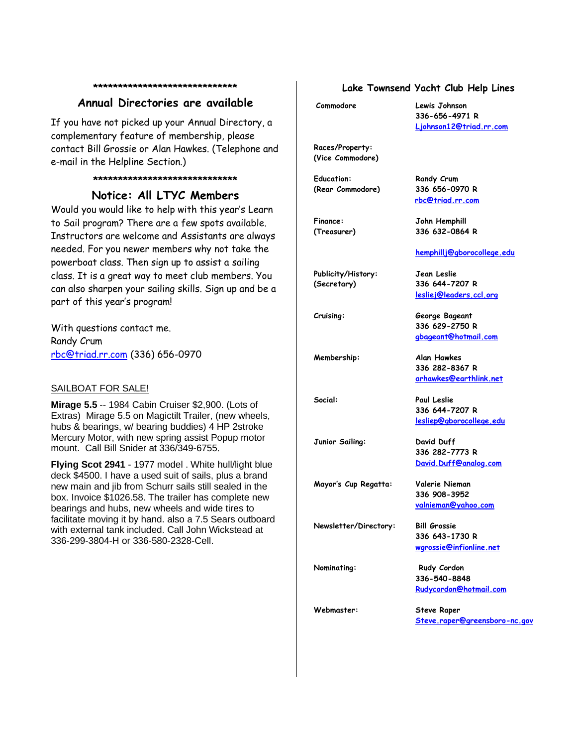*******************************

## Annual Directories are available

If you have not picked up your Annual Directory, a complementary feature of membership, please contact Bill Grossie or Alan Hawkes. (Telephone and e-mail in the Helpline Section.)

*******************************

## Notice: All LTYC Members

Would you would like to help with this year's Learn to Sail program? There are a few spots available. Instructors are welcome and Assistants are always needed. For you newer members why not take the powerboat class. Then sign up to assist a sailing class. It is a great way to meet club members. You can also sharpen your sailing skills. Sign up and be a part of this year's program!

With questions contact me.
Randy Crum
rbc@triad.rr.com (336) 656-0970

SAILBOAT FOR SALE!

**Mirage 5.5** -- 1984 Cabin Cruiser $2,900. (Lots of Extras) Mirage 5.5 on Magictilt Trailer, (new wheels, hubs & bearings, w/ bearing buddies) 4 HP 2stroke Mercury Motor, with new spring assist Popup motor mount. Call Bill Snider at 336/349-6755.

**Flying Scot 2941** - 1977 model . White hull/light blue deck $4500. I have a used suit of sails, plus a brand new main and jib from Schurr sails still sealed in the box. Invoice $1026.58. The trailer has complete new bearings and hubs, new wheels and wide tires to facilitate moving it by hand. also a 7.5 Sears outboard with external tank included. Call John Wickstead at 336-299-3804-H or 336-580-2328-Cell.

## Lake Townsend Yacht Club Help Lines

| Position | Contact |
|---|---|
| Commodore | Lewis Johnson<br>336-656-4971 R<br>Ljohnson12@triad.rr.com |
| Races/Property:<br>(Vice Commodore) | |
| Education:<br>(Rear Commodore) | Randy Crum<br>336 656-0970 R<br>rbc@triad.rr.com |
| Finance:<br>(Treasurer) | John Hemphill<br>336 632-0864 R<br>hemphillj@gborocollege.edu |
| Publicity/History:<br>(Secretary) | Jean Leslie<br>336 644-7207 R<br>lesliej@leaders.ccl.org |
| Cruising: | George Bageant<br>336 629-2750 R<br>gbageant@hotmail.com |
| Membership: | Alan Hawkes<br>336 282-8367 R<br>arhawkes@earthlink.net |
| Social: | Paul Leslie<br>336 644-7207 R<br>lesliep@gborocollege.edu |
| Junior Sailing: | David Duff<br>336 282-7773 R<br>David.Duff@analog.com |
| Mayor's Cup Regatta: | Valerie Nieman<br>336 908-3952<br>valnieman@yahoo.com |
| Newsletter/Directory: | Bill Grossie<br>336 643-1730 R<br>wgrossie@infionline.net |
| Nominating: | Rudy Cordon<br>336-540-8848<br>Rudycordon@hotmail.com |
| Webmaster: | Steve Raper<br>Steve.raper@greensboro-nc.gov |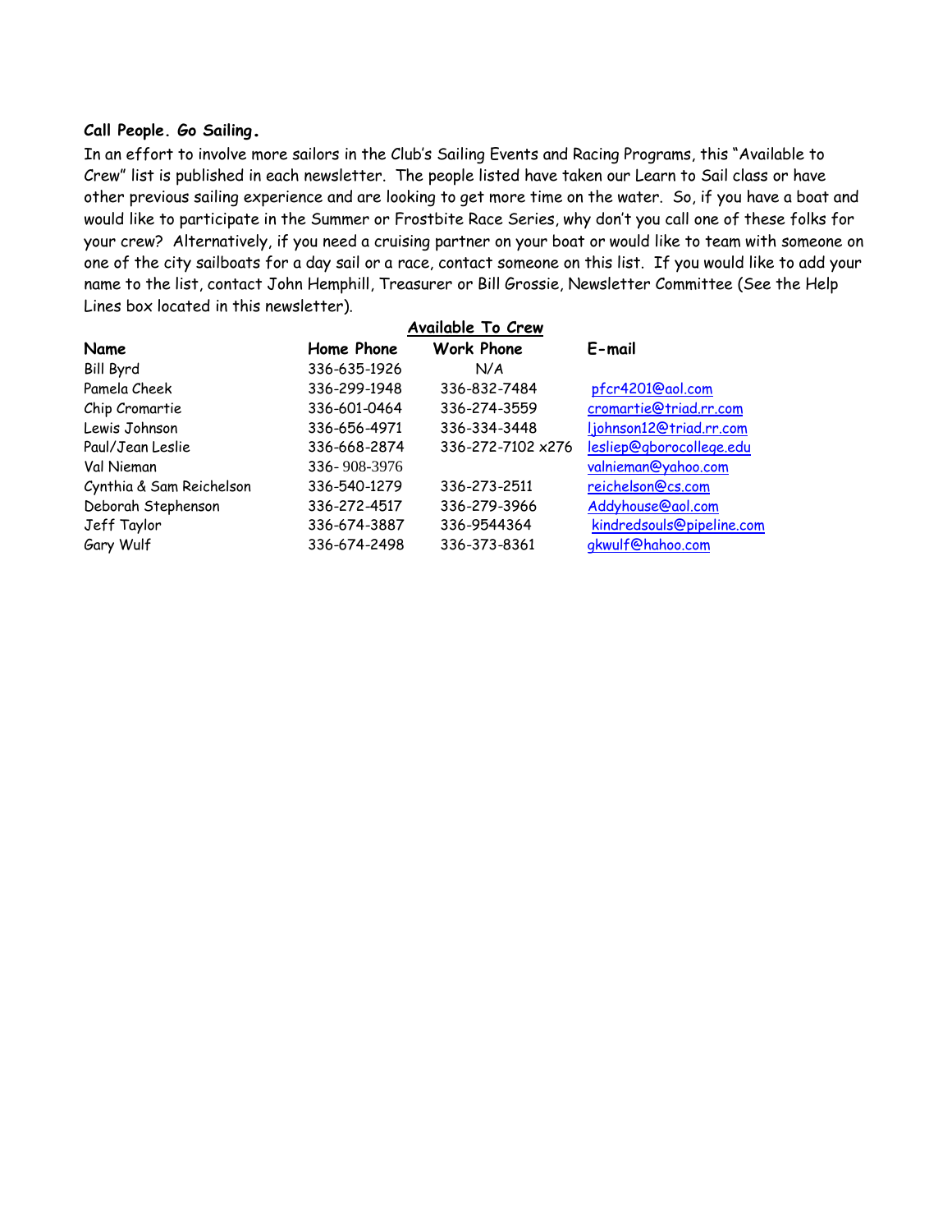**Call People. Go Sailing.**

In an effort to involve more sailors in the Club's Sailing Events and Racing Programs, this "Available to Crew" list is published in each newsletter. The people listed have taken our Learn to Sail class or have other previous sailing experience and are looking to get more time on the water. So, if you have a boat and would like to participate in the Summer or Frostbite Race Series, why don't you call one of these folks for your crew? Alternatively, if you need a cruising partner on your boat or would like to team with someone on one of the city sailboats for a day sail or a race, contact someone on this list. If you would like to add your name to the list, contact John Hemphill, Treasurer or Bill Grossie, Newsletter Committee (See the Help Lines box located in this newsletter).

**Available To Crew**

| Name | Home Phone | Work Phone | E-mail |
|---|---|---|---|
| Bill Byrd | 336-635-1926 | N/A | |
| Pamela Cheek | 336-299-1948 | 336-832-7484 | pfcr4201@aol.com |
| Chip Cromartie | 336-601-0464 | 336-274-3559 | cromartie@triad.rr.com |
| Lewis Johnson | 336-656-4971 | 336-334-3448 | ljohnson12@triad.rr.com |
| Paul/Jean Leslie | 336-668-2874 | 336-272-7102 x276 | lesliep@gborocollege.edu |
| Val Nieman | 336- 908-3976 | | valnieman@yahoo.com |
| Cynthia & Sam Reichelson | 336-540-1279 | 336-273-2511 | reichelson@cs.com |
| Deborah Stephenson | 336-272-4517 | 336-279-3966 | Addyhouse@aol.com |
| Jeff Taylor | 336-674-3887 | 336-9544364 | kindredsouls@pipeline.com |
| Gary Wulf | 336-674-2498 | 336-373-8361 | gkwulf@hahoo.com |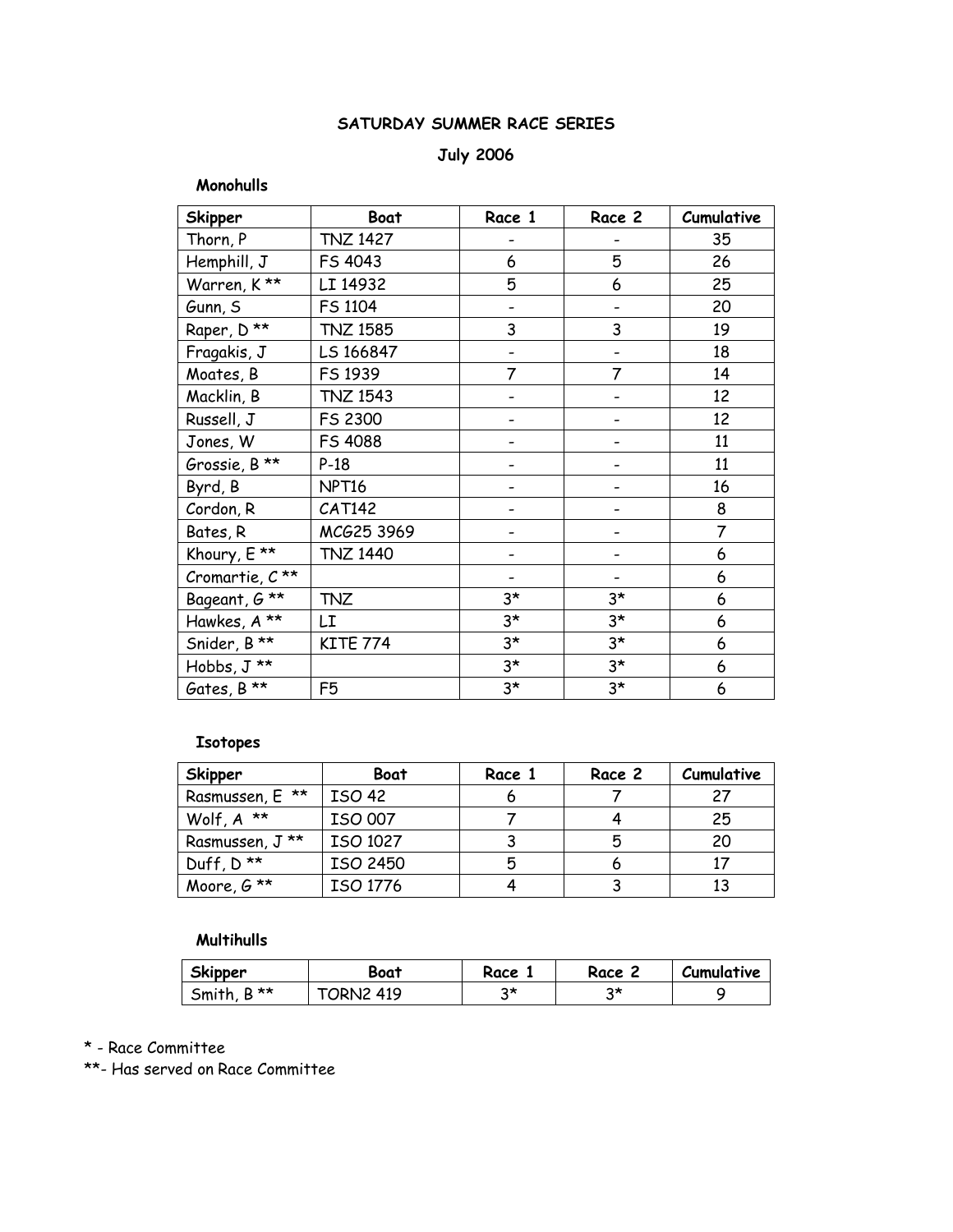# SATURDAY SUMMER RACE SERIES

## July 2006

### Monohulls

| Skipper | Boat | Race 1 | Race 2 | Cumulative |
|---|---|---|---|---|
| Thorn, P | TNZ 1427 | - | - | 35 |
| Hemphill, J | FS 4043 | 6 | 5 | 26 |
| Warren, K ** | LI 14932 | 5 | 6 | 25 |
| Gunn, S | FS 1104 | - | - | 20 |
| Raper, D ** | TNZ 1585 | 3 | 3 | 19 |
| Fragakis, J | LS 166847 | - | - | 18 |
| Moates, B | FS 1939 | 7 | 7 | 14 |
| Macklin, B | TNZ 1543 | - | - | 12 |
| Russell, J | FS 2300 | - | - | 12 |
| Jones, W | FS 4088 | - | - | 11 |
| Grossie, B ** | P-18 | - | - | 11 |
| Byrd, B | NPT16 | - | - | 16 |
| Cordon, R | CAT142 | - | - | 8 |
| Bates, R | MCG25 3969 | - | - | 7 |
| Khoury, E ** | TNZ 1440 | - | - | 6 |
| Cromartie, C ** | | - | - | 6 |
| Bageant, G ** | TNZ | 3* | 3* | 6 |
| Hawkes, A ** | LI | 3* | 3* | 6 |
| Snider, B ** | KITE 774 | 3* | 3* | 6 |
| Hobbs, J ** | | 3* | 3* | 6 |
| Gates, B ** | F5 | 3* | 3* | 6 |

### Isotopes

| Skipper | Boat | Race 1 | Race 2 | Cumulative |
|---|---|---|---|---|
| Rasmussen, E ** | ISO 42 | 6 | 7 | 27 |
| Wolf, A ** | ISO 007 | 7 | 4 | 25 |
| Rasmussen, J ** | ISO 1027 | 3 | 5 | 20 |
| Duff, D ** | ISO 2450 | 5 | 6 | 17 |
| Moore, G ** | ISO 1776 | 4 | 3 | 13 |

### Multihulls

| Skipper | Boat | Race 1 | Race 2 | Cumulative |
|---|---|---|---|---|
| Smith, B ** | TORN2 419 | 3* | 3* | 9 |

\* - Race Committee

\*\*- Has served on Race Committee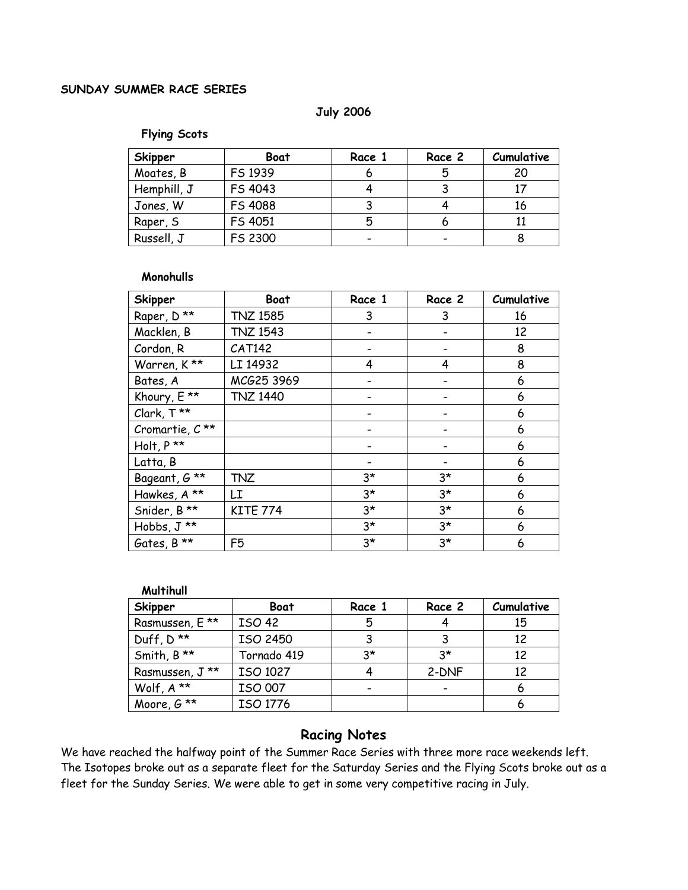**SUNDAY SUMMER RACE SERIES**

**July 2006**

**Flying Scots**

| Skipper | Boat | Race 1 | Race 2 | Cumulative |
|---|---|---|---|---|
| Moates, B | FS 1939 | 6 | 5 | 20 |
| Hemphill, J | FS 4043 | 4 | 3 | 17 |
| Jones, W | FS 4088 | 3 | 4 | 16 |
| Raper, S | FS 4051 | 5 | 6 | 11 |
| Russell, J | FS 2300 | - | - | 8 |

**Monohulls**

| Skipper | Boat | Race 1 | Race 2 | Cumulative |
|---|---|---|---|---|
| Raper, D ** | TNZ 1585 | 3 | 3 | 16 |
| Macklen, B | TNZ 1543 | - | - | 12 |
| Cordon, R | CAT142 | - | - | 8 |
| Warren, K ** | LI 14932 | 4 | 4 | 8 |
| Bates, A | MCG25 3969 | - | - | 6 |
| Khoury, E ** | TNZ 1440 | - | - | 6 |
| Clark, T ** | | - | - | 6 |
| Cromartie, C ** | | - | - | 6 |
| Holt, P ** | | - | - | 6 |
| Latta, B | | - | - | 6 |
| Bageant, G ** | TNZ | 3* | 3* | 6 |
| Hawkes, A ** | LI | 3* | 3* | 6 |
| Snider, B ** | KITE 774 | 3* | 3* | 6 |
| Hobbs, J ** | | 3* | 3* | 6 |
| Gates, B ** | F5 | 3* | 3* | 6 |

**Multihull**

| Skipper | Boat | Race 1 | Race 2 | Cumulative |
|---|---|---|---|---|
| Rasmussen, E ** | ISO 42 | 5 | 4 | 15 |
| Duff, D ** | ISO 2450 | 3 | 3 | 12 |
| Smith, B ** | Tornado 419 | 3* | 3* | 12 |
| Rasmussen, J ** | ISO 1027 | 4 | 2-DNF | 12 |
| Wolf, A ** | ISO 007 | - | - | 6 |
| Moore, G ** | ISO 1776 | | | 6 |

## Racing Notes

We have reached the halfway point of the Summer Race Series with three more race weekends left. The Isotopes broke out as a separate fleet for the Saturday Series and the Flying Scots broke out as a fleet for the Sunday Series. We were able to get in some very competitive racing in July.